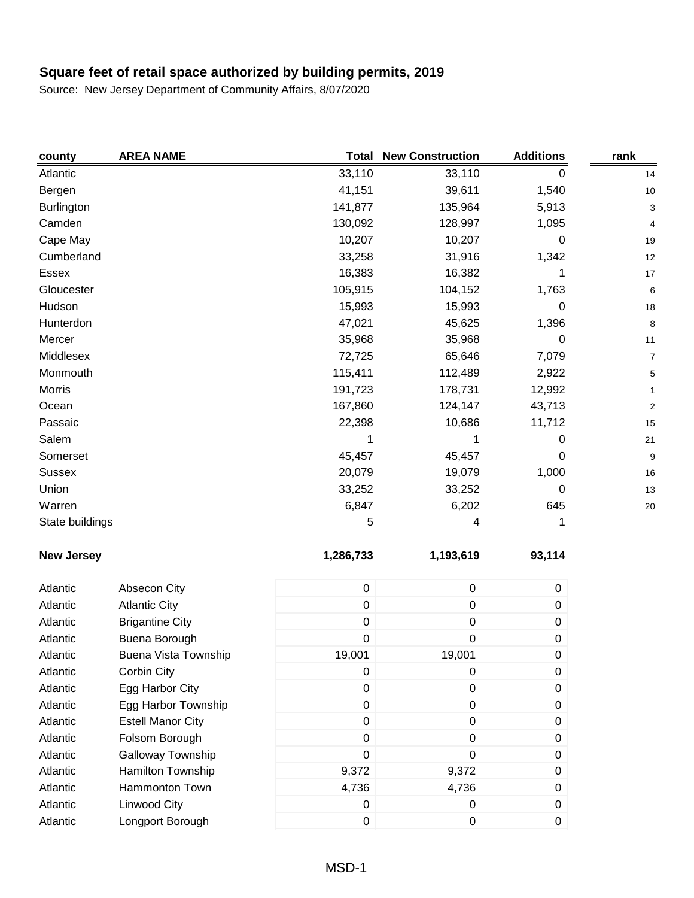# Square feet of retail space authorized by building permits, 2019

Source: New Jersey Department of Community Affairs, 8/07/2020

| county | AREA NAME | Total | New Construction | Additions | rank |
|---|---|---|---|---|---|
| Atlantic | | 33,110 | 33,110 | 0 | 14 |
| Bergen | | 41,151 | 39,611 | 1,540 | 10 |
| Burlington | | 141,877 | 135,964 | 5,913 | 3 |
| Camden | | 130,092 | 128,997 | 1,095 | 4 |
| Cape May | | 10,207 | 10,207 | 0 | 19 |
| Cumberland | | 33,258 | 31,916 | 1,342 | 12 |
| Essex | | 16,383 | 16,382 | 1 | 17 |
| Gloucester | | 105,915 | 104,152 | 1,763 | 6 |
| Hudson | | 15,993 | 15,993 | 0 | 18 |
| Hunterdon | | 47,021 | 45,625 | 1,396 | 8 |
| Mercer | | 35,968 | 35,968 | 0 | 11 |
| Middlesex | | 72,725 | 65,646 | 7,079 | 7 |
| Monmouth | | 115,411 | 112,489 | 2,922 | 5 |
| Morris | | 191,723 | 178,731 | 12,992 | 1 |
| Ocean | | 167,860 | 124,147 | 43,713 | 2 |
| Passaic | | 22,398 | 10,686 | 11,712 | 15 |
| Salem | | 1 | 1 | 0 | 21 |
| Somerset | | 45,457 | 45,457 | 0 | 9 |
| Sussex | | 20,079 | 19,079 | 1,000 | 16 |
| Union | | 33,252 | 33,252 | 0 | 13 |
| Warren | | 6,847 | 6,202 | 645 | 20 |
| State buildings | | 5 | 4 | 1 | |
| **New Jersey** | | **1,286,733** | **1,193,619** | **93,114** | |
| Atlantic | Absecon City | 0 | 0 | 0 | |
| Atlantic | Atlantic City | 0 | 0 | 0 | |
| Atlantic | Brigantine City | 0 | 0 | 0 | |
| Atlantic | Buena Borough | 0 | 0 | 0 | |
| Atlantic | Buena Vista Township | 19,001 | 19,001 | 0 | |
| Atlantic | Corbin City | 0 | 0 | 0 | |
| Atlantic | Egg Harbor City | 0 | 0 | 0 | |
| Atlantic | Egg Harbor Township | 0 | 0 | 0 | |
| Atlantic | Estell Manor City | 0 | 0 | 0 | |
| Atlantic | Folsom Borough | 0 | 0 | 0 | |
| Atlantic | Galloway Township | 0 | 0 | 0 | |
| Atlantic | Hamilton Township | 9,372 | 9,372 | 0 | |
| Atlantic | Hammonton Town | 4,736 | 4,736 | 0 | |
| Atlantic | Linwood City | 0 | 0 | 0 | |
| Atlantic | Longport Borough | 0 | 0 | 0 | |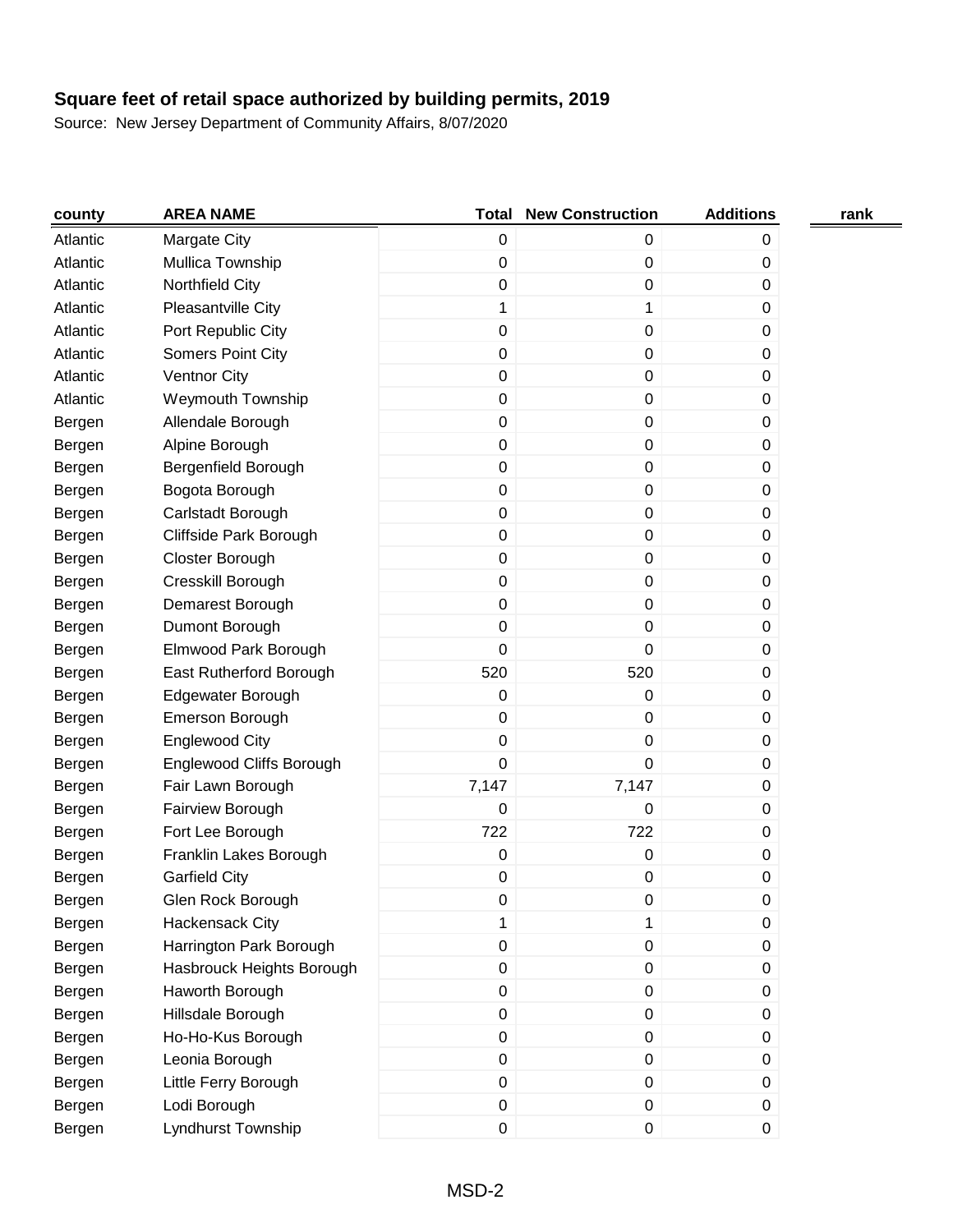**Square feet of retail space authorized by building permits, 2019**

Source: New Jersey Department of Community Affairs, 8/07/2020

| county | AREA NAME | Total | New Construction | Additions | rank |
|---|---|---|---|---|---|
| Atlantic | Margate City | 0 | 0 | 0 | |
| Atlantic | Mullica Township | 0 | 0 | 0 | |
| Atlantic | Northfield City | 0 | 0 | 0 | |
| Atlantic | Pleasantville City | 1 | 1 | 0 | |
| Atlantic | Port Republic City | 0 | 0 | 0 | |
| Atlantic | Somers Point City | 0 | 0 | 0 | |
| Atlantic | Ventnor City | 0 | 0 | 0 | |
| Atlantic | Weymouth Township | 0 | 0 | 0 | |
| Bergen | Allendale Borough | 0 | 0 | 0 | |
| Bergen | Alpine Borough | 0 | 0 | 0 | |
| Bergen | Bergenfield Borough | 0 | 0 | 0 | |
| Bergen | Bogota Borough | 0 | 0 | 0 | |
| Bergen | Carlstadt Borough | 0 | 0 | 0 | |
| Bergen | Cliffside Park Borough | 0 | 0 | 0 | |
| Bergen | Closter Borough | 0 | 0 | 0 | |
| Bergen | Cresskill Borough | 0 | 0 | 0 | |
| Bergen | Demarest Borough | 0 | 0 | 0 | |
| Bergen | Dumont Borough | 0 | 0 | 0 | |
| Bergen | Elmwood Park Borough | 0 | 0 | 0 | |
| Bergen | East Rutherford Borough | 520 | 520 | 0 | |
| Bergen | Edgewater Borough | 0 | 0 | 0 | |
| Bergen | Emerson Borough | 0 | 0 | 0 | |
| Bergen | Englewood City | 0 | 0 | 0 | |
| Bergen | Englewood Cliffs Borough | 0 | 0 | 0 | |
| Bergen | Fair Lawn Borough | 7,147 | 7,147 | 0 | |
| Bergen | Fairview Borough | 0 | 0 | 0 | |
| Bergen | Fort Lee Borough | 722 | 722 | 0 | |
| Bergen | Franklin Lakes Borough | 0 | 0 | 0 | |
| Bergen | Garfield City | 0 | 0 | 0 | |
| Bergen | Glen Rock Borough | 0 | 0 | 0 | |
| Bergen | Hackensack City | 1 | 1 | 0 | |
| Bergen | Harrington Park Borough | 0 | 0 | 0 | |
| Bergen | Hasbrouck Heights Borough | 0 | 0 | 0 | |
| Bergen | Haworth Borough | 0 | 0 | 0 | |
| Bergen | Hillsdale Borough | 0 | 0 | 0 | |
| Bergen | Ho-Ho-Kus Borough | 0 | 0 | 0 | |
| Bergen | Leonia Borough | 0 | 0 | 0 | |
| Bergen | Little Ferry Borough | 0 | 0 | 0 | |
| Bergen | Lodi Borough | 0 | 0 | 0 | |
| Bergen | Lyndhurst Township | 0 | 0 | 0 | |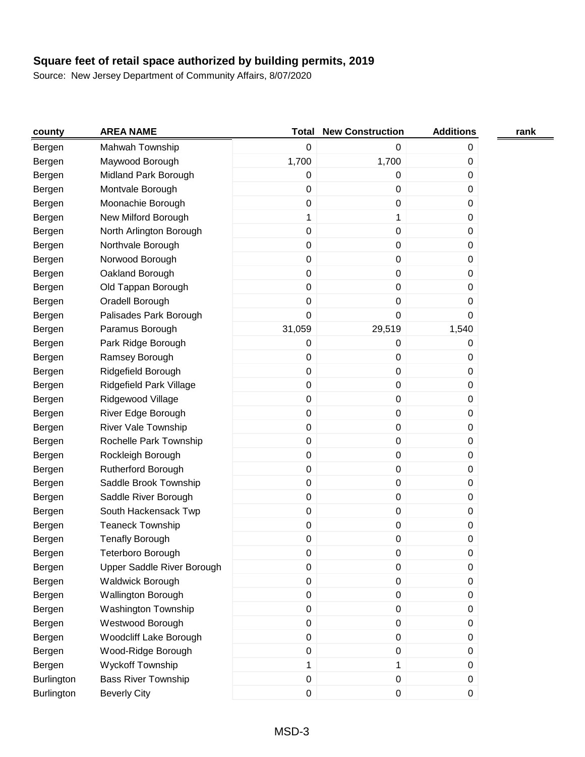**Square feet of retail space authorized by building permits, 2019**

Source: New Jersey Department of Community Affairs, 8/07/2020

| county | AREA NAME | Total | New Construction | Additions | rank |
|---|---|---|---|---|---|
| Bergen | Mahwah Township | 0 | 0 | 0 | |
| Bergen | Maywood Borough | 1,700 | 1,700 | 0 | |
| Bergen | Midland Park Borough | 0 | 0 | 0 | |
| Bergen | Montvale Borough | 0 | 0 | 0 | |
| Bergen | Moonachie Borough | 0 | 0 | 0 | |
| Bergen | New Milford Borough | 1 | 1 | 0 | |
| Bergen | North Arlington Borough | 0 | 0 | 0 | |
| Bergen | Northvale Borough | 0 | 0 | 0 | |
| Bergen | Norwood Borough | 0 | 0 | 0 | |
| Bergen | Oakland Borough | 0 | 0 | 0 | |
| Bergen | Old Tappan Borough | 0 | 0 | 0 | |
| Bergen | Oradell Borough | 0 | 0 | 0 | |
| Bergen | Palisades Park Borough | 0 | 0 | 0 | |
| Bergen | Paramus Borough | 31,059 | 29,519 | 1,540 | |
| Bergen | Park Ridge Borough | 0 | 0 | 0 | |
| Bergen | Ramsey Borough | 0 | 0 | 0 | |
| Bergen | Ridgefield Borough | 0 | 0 | 0 | |
| Bergen | Ridgefield Park Village | 0 | 0 | 0 | |
| Bergen | Ridgewood Village | 0 | 0 | 0 | |
| Bergen | River Edge Borough | 0 | 0 | 0 | |
| Bergen | River Vale Township | 0 | 0 | 0 | |
| Bergen | Rochelle Park Township | 0 | 0 | 0 | |
| Bergen | Rockleigh Borough | 0 | 0 | 0 | |
| Bergen | Rutherford Borough | 0 | 0 | 0 | |
| Bergen | Saddle Brook Township | 0 | 0 | 0 | |
| Bergen | Saddle River Borough | 0 | 0 | 0 | |
| Bergen | South Hackensack Twp | 0 | 0 | 0 | |
| Bergen | Teaneck Township | 0 | 0 | 0 | |
| Bergen | Tenafly Borough | 0 | 0 | 0 | |
| Bergen | Teterboro Borough | 0 | 0 | 0 | |
| Bergen | Upper Saddle River Borough | 0 | 0 | 0 | |
| Bergen | Waldwick Borough | 0 | 0 | 0 | |
| Bergen | Wallington Borough | 0 | 0 | 0 | |
| Bergen | Washington Township | 0 | 0 | 0 | |
| Bergen | Westwood Borough | 0 | 0 | 0 | |
| Bergen | Woodcliff Lake Borough | 0 | 0 | 0 | |
| Bergen | Wood-Ridge Borough | 0 | 0 | 0 | |
| Bergen | Wyckoff Township | 1 | 1 | 0 | |
| Burlington | Bass River Township | 0 | 0 | 0 | |
| Burlington | Beverly City | 0 | 0 | 0 | |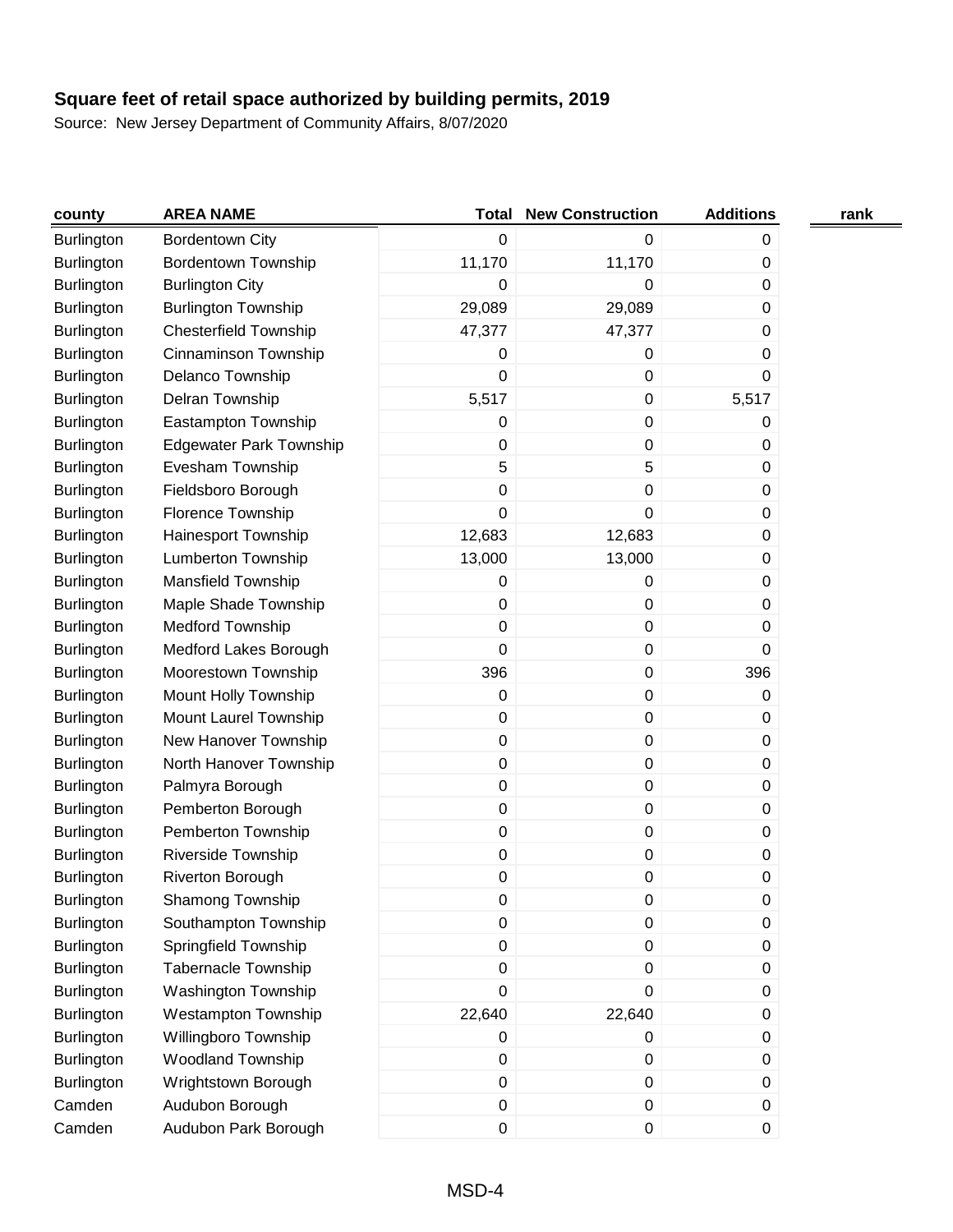**Square feet of retail space authorized by building permits, 2019**

Source: New Jersey Department of Community Affairs, 8/07/2020

| county | AREA NAME | Total | New Construction | Additions | rank |
|---|---|---|---|---|---|
| Burlington | Bordentown City | 0 | 0 | 0 | |
| Burlington | Bordentown Township | 11,170 | 11,170 | 0 | |
| Burlington | Burlington City | 0 | 0 | 0 | |
| Burlington | Burlington Township | 29,089 | 29,089 | 0 | |
| Burlington | Chesterfield Township | 47,377 | 47,377 | 0 | |
| Burlington | Cinnaminson Township | 0 | 0 | 0 | |
| Burlington | Delanco Township | 0 | 0 | 0 | |
| Burlington | Delran Township | 5,517 | 0 | 5,517 | |
| Burlington | Eastampton Township | 0 | 0 | 0 | |
| Burlington | Edgewater Park Township | 0 | 0 | 0 | |
| Burlington | Evesham Township | 5 | 5 | 0 | |
| Burlington | Fieldsboro Borough | 0 | 0 | 0 | |
| Burlington | Florence Township | 0 | 0 | 0 | |
| Burlington | Hainesport Township | 12,683 | 12,683 | 0 | |
| Burlington | Lumberton Township | 13,000 | 13,000 | 0 | |
| Burlington | Mansfield Township | 0 | 0 | 0 | |
| Burlington | Maple Shade Township | 0 | 0 | 0 | |
| Burlington | Medford Township | 0 | 0 | 0 | |
| Burlington | Medford Lakes Borough | 0 | 0 | 0 | |
| Burlington | Moorestown Township | 396 | 0 | 396 | |
| Burlington | Mount Holly Township | 0 | 0 | 0 | |
| Burlington | Mount Laurel Township | 0 | 0 | 0 | |
| Burlington | New Hanover Township | 0 | 0 | 0 | |
| Burlington | North Hanover Township | 0 | 0 | 0 | |
| Burlington | Palmyra Borough | 0 | 0 | 0 | |
| Burlington | Pemberton Borough | 0 | 0 | 0 | |
| Burlington | Pemberton Township | 0 | 0 | 0 | |
| Burlington | Riverside Township | 0 | 0 | 0 | |
| Burlington | Riverton Borough | 0 | 0 | 0 | |
| Burlington | Shamong Township | 0 | 0 | 0 | |
| Burlington | Southampton Township | 0 | 0 | 0 | |
| Burlington | Springfield Township | 0 | 0 | 0 | |
| Burlington | Tabernacle Township | 0 | 0 | 0 | |
| Burlington | Washington Township | 0 | 0 | 0 | |
| Burlington | Westampton Township | 22,640 | 22,640 | 0 | |
| Burlington | Willingboro Township | 0 | 0 | 0 | |
| Burlington | Woodland Township | 0 | 0 | 0 | |
| Burlington | Wrightstown Borough | 0 | 0 | 0 | |
| Camden | Audubon Borough | 0 | 0 | 0 | |
| Camden | Audubon Park Borough | 0 | 0 | 0 | |

MSD-4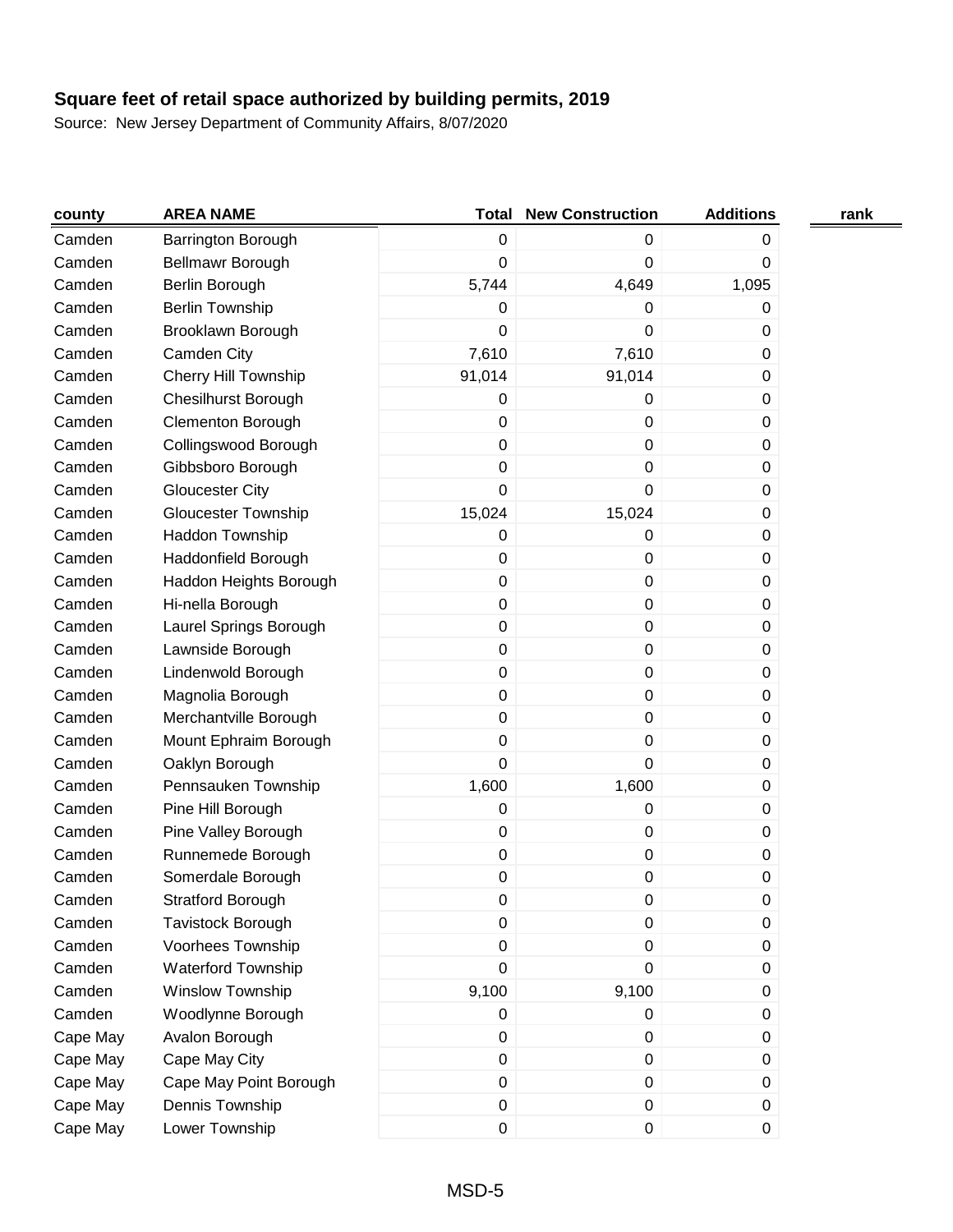# Square feet of retail space authorized by building permits, 2019

Source: New Jersey Department of Community Affairs, 8/07/2020

| county | AREA NAME | Total | New Construction | Additions | rank |
|---|---|---|---|---|---|
| Camden | Barrington Borough | 0 | 0 | 0 | |
| Camden | Bellmawr Borough | 0 | 0 | 0 | |
| Camden | Berlin Borough | 5,744 | 4,649 | 1,095 | |
| Camden | Berlin Township | 0 | 0 | 0 | |
| Camden | Brooklawn Borough | 0 | 0 | 0 | |
| Camden | Camden City | 7,610 | 7,610 | 0 | |
| Camden | Cherry Hill Township | 91,014 | 91,014 | 0 | |
| Camden | Chesilhurst Borough | 0 | 0 | 0 | |
| Camden | Clementon Borough | 0 | 0 | 0 | |
| Camden | Collingswood Borough | 0 | 0 | 0 | |
| Camden | Gibbsboro Borough | 0 | 0 | 0 | |
| Camden | Gloucester City | 0 | 0 | 0 | |
| Camden | Gloucester Township | 15,024 | 15,024 | 0 | |
| Camden | Haddon Township | 0 | 0 | 0 | |
| Camden | Haddonfield Borough | 0 | 0 | 0 | |
| Camden | Haddon Heights Borough | 0 | 0 | 0 | |
| Camden | Hi-nella Borough | 0 | 0 | 0 | |
| Camden | Laurel Springs Borough | 0 | 0 | 0 | |
| Camden | Lawnside Borough | 0 | 0 | 0 | |
| Camden | Lindenwold Borough | 0 | 0 | 0 | |
| Camden | Magnolia Borough | 0 | 0 | 0 | |
| Camden | Merchantville Borough | 0 | 0 | 0 | |
| Camden | Mount Ephraim Borough | 0 | 0 | 0 | |
| Camden | Oaklyn Borough | 0 | 0 | 0 | |
| Camden | Pennsauken Township | 1,600 | 1,600 | 0 | |
| Camden | Pine Hill Borough | 0 | 0 | 0 | |
| Camden | Pine Valley Borough | 0 | 0 | 0 | |
| Camden | Runnemede Borough | 0 | 0 | 0 | |
| Camden | Somerdale Borough | 0 | 0 | 0 | |
| Camden | Stratford Borough | 0 | 0 | 0 | |
| Camden | Tavistock Borough | 0 | 0 | 0 | |
| Camden | Voorhees Township | 0 | 0 | 0 | |
| Camden | Waterford Township | 0 | 0 | 0 | |
| Camden | Winslow Township | 9,100 | 9,100 | 0 | |
| Camden | Woodlynne Borough | 0 | 0 | 0 | |
| Cape May | Avalon Borough | 0 | 0 | 0 | |
| Cape May | Cape May City | 0 | 0 | 0 | |
| Cape May | Cape May Point Borough | 0 | 0 | 0 | |
| Cape May | Dennis Township | 0 | 0 | 0 | |
| Cape May | Lower Township | 0 | 0 | 0 | |

MSD-5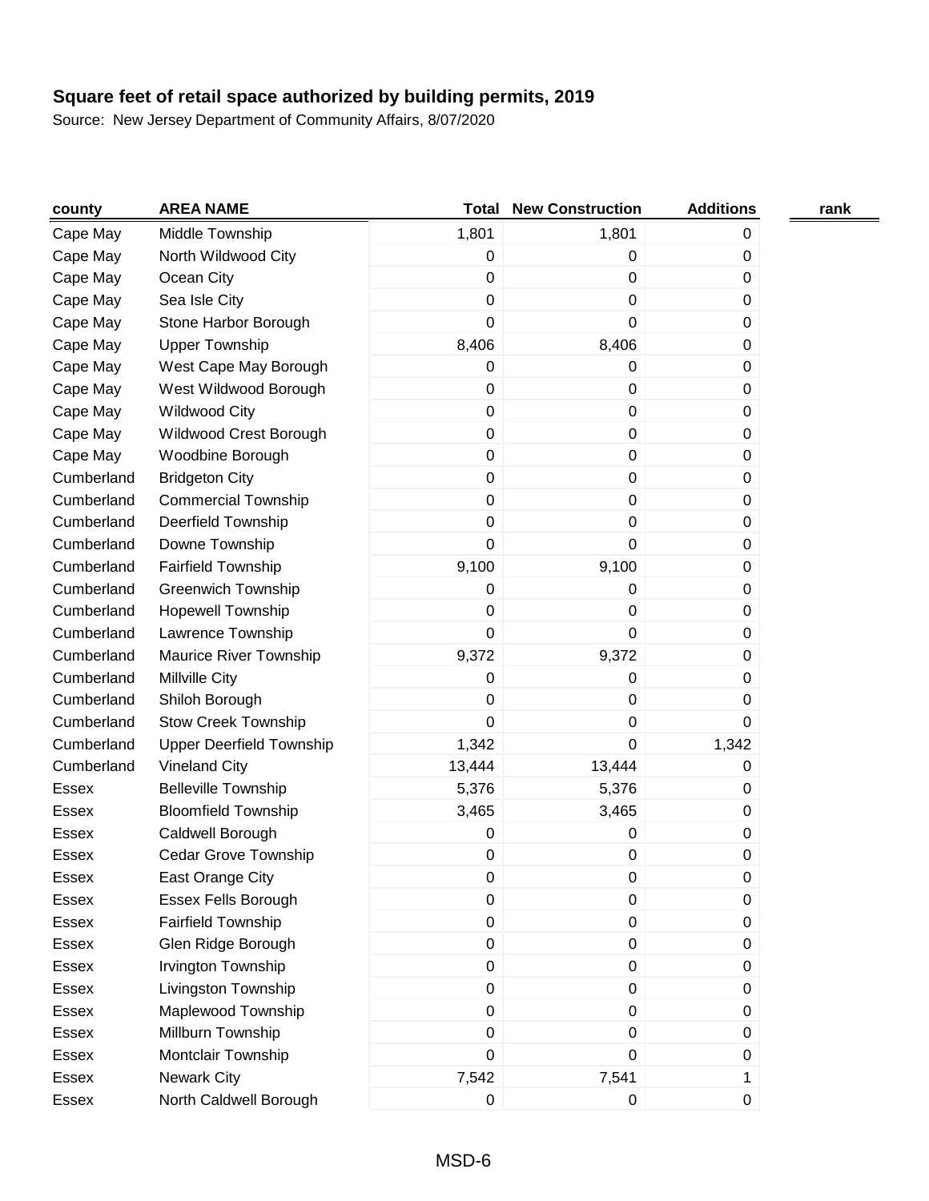**Square feet of retail space authorized by building permits, 2019**

Source: New Jersey Department of Community Affairs, 8/07/2020

| county | AREA NAME | Total | New Construction | Additions | rank |
|---|---|---|---|---|---|
| Cape May | Middle Township | 1,801 | 1,801 | 0 | |
| Cape May | North Wildwood City | 0 | 0 | 0 | |
| Cape May | Ocean City | 0 | 0 | 0 | |
| Cape May | Sea Isle City | 0 | 0 | 0 | |
| Cape May | Stone Harbor Borough | 0 | 0 | 0 | |
| Cape May | Upper Township | 8,406 | 8,406 | 0 | |
| Cape May | West Cape May Borough | 0 | 0 | 0 | |
| Cape May | West Wildwood Borough | 0 | 0 | 0 | |
| Cape May | Wildwood City | 0 | 0 | 0 | |
| Cape May | Wildwood Crest Borough | 0 | 0 | 0 | |
| Cape May | Woodbine Borough | 0 | 0 | 0 | |
| Cumberland | Bridgeton City | 0 | 0 | 0 | |
| Cumberland | Commercial Township | 0 | 0 | 0 | |
| Cumberland | Deerfield Township | 0 | 0 | 0 | |
| Cumberland | Downe Township | 0 | 0 | 0 | |
| Cumberland | Fairfield Township | 9,100 | 9,100 | 0 | |
| Cumberland | Greenwich Township | 0 | 0 | 0 | |
| Cumberland | Hopewell Township | 0 | 0 | 0 | |
| Cumberland | Lawrence Township | 0 | 0 | 0 | |
| Cumberland | Maurice River Township | 9,372 | 9,372 | 0 | |
| Cumberland | Millville City | 0 | 0 | 0 | |
| Cumberland | Shiloh Borough | 0 | 0 | 0 | |
| Cumberland | Stow Creek Township | 0 | 0 | 0 | |
| Cumberland | Upper Deerfield Township | 1,342 | 0 | 1,342 | |
| Cumberland | Vineland City | 13,444 | 13,444 | 0 | |
| Essex | Belleville Township | 5,376 | 5,376 | 0 | |
| Essex | Bloomfield Township | 3,465 | 3,465 | 0 | |
| Essex | Caldwell Borough | 0 | 0 | 0 | |
| Essex | Cedar Grove Township | 0 | 0 | 0 | |
| Essex | East Orange City | 0 | 0 | 0 | |
| Essex | Essex Fells Borough | 0 | 0 | 0 | |
| Essex | Fairfield Township | 0 | 0 | 0 | |
| Essex | Glen Ridge Borough | 0 | 0 | 0 | |
| Essex | Irvington Township | 0 | 0 | 0 | |
| Essex | Livingston Township | 0 | 0 | 0 | |
| Essex | Maplewood Township | 0 | 0 | 0 | |
| Essex | Millburn Township | 0 | 0 | 0 | |
| Essex | Montclair Township | 0 | 0 | 0 | |
| Essex | Newark City | 7,542 | 7,541 | 1 | |
| Essex | North Caldwell Borough | 0 | 0 | 0 | |

MSD-6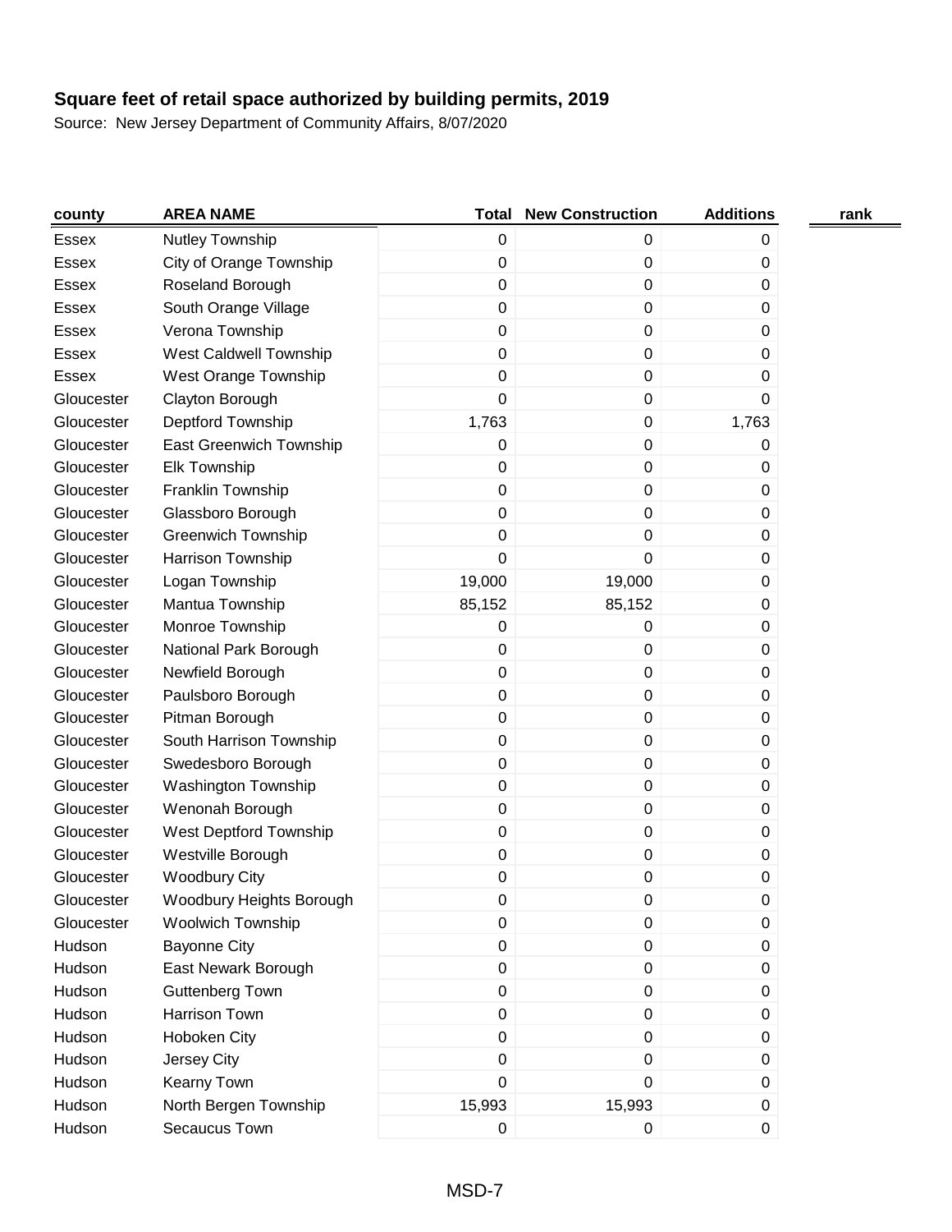**Square feet of retail space authorized by building permits, 2019**

Source: New Jersey Department of Community Affairs, 8/07/2020

| county | AREA NAME | Total | New Construction | Additions | rank |
|---|---|---|---|---|---|
| Essex | Nutley Township | 0 | 0 | 0 | |
| Essex | City of Orange Township | 0 | 0 | 0 | |
| Essex | Roseland Borough | 0 | 0 | 0 | |
| Essex | South Orange Village | 0 | 0 | 0 | |
| Essex | Verona Township | 0 | 0 | 0 | |
| Essex | West Caldwell Township | 0 | 0 | 0 | |
| Essex | West Orange Township | 0 | 0 | 0 | |
| Gloucester | Clayton Borough | 0 | 0 | 0 | |
| Gloucester | Deptford Township | 1,763 | 0 | 1,763 | |
| Gloucester | East Greenwich Township | 0 | 0 | 0 | |
| Gloucester | Elk Township | 0 | 0 | 0 | |
| Gloucester | Franklin Township | 0 | 0 | 0 | |
| Gloucester | Glassboro Borough | 0 | 0 | 0 | |
| Gloucester | Greenwich Township | 0 | 0 | 0 | |
| Gloucester | Harrison Township | 0 | 0 | 0 | |
| Gloucester | Logan Township | 19,000 | 19,000 | 0 | |
| Gloucester | Mantua Township | 85,152 | 85,152 | 0 | |
| Gloucester | Monroe Township | 0 | 0 | 0 | |
| Gloucester | National Park Borough | 0 | 0 | 0 | |
| Gloucester | Newfield Borough | 0 | 0 | 0 | |
| Gloucester | Paulsboro Borough | 0 | 0 | 0 | |
| Gloucester | Pitman Borough | 0 | 0 | 0 | |
| Gloucester | South Harrison Township | 0 | 0 | 0 | |
| Gloucester | Swedesboro Borough | 0 | 0 | 0 | |
| Gloucester | Washington Township | 0 | 0 | 0 | |
| Gloucester | Wenonah Borough | 0 | 0 | 0 | |
| Gloucester | West Deptford Township | 0 | 0 | 0 | |
| Gloucester | Westville Borough | 0 | 0 | 0 | |
| Gloucester | Woodbury City | 0 | 0 | 0 | |
| Gloucester | Woodbury Heights Borough | 0 | 0 | 0 | |
| Gloucester | Woolwich Township | 0 | 0 | 0 | |
| Hudson | Bayonne City | 0 | 0 | 0 | |
| Hudson | East Newark Borough | 0 | 0 | 0 | |
| Hudson | Guttenberg Town | 0 | 0 | 0 | |
| Hudson | Harrison Town | 0 | 0 | 0 | |
| Hudson | Hoboken City | 0 | 0 | 0 | |
| Hudson | Jersey City | 0 | 0 | 0 | |
| Hudson | Kearny Town | 0 | 0 | 0 | |
| Hudson | North Bergen Township | 15,993 | 15,993 | 0 | |
| Hudson | Secaucus Town | 0 | 0 | 0 | |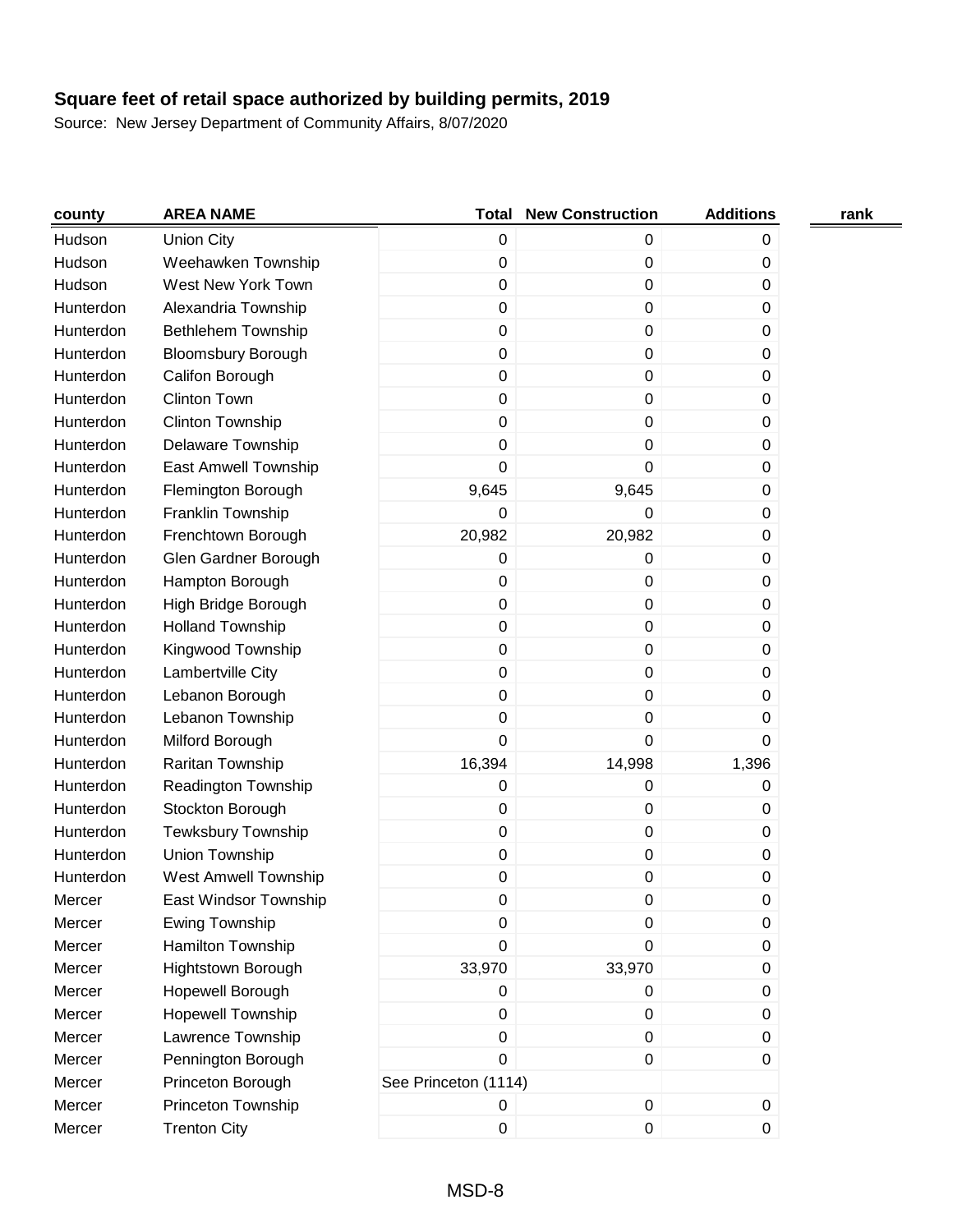**Square feet of retail space authorized by building permits, 2019**

Source: New Jersey Department of Community Affairs, 8/07/2020

| county | AREA NAME | Total | New Construction | Additions | rank |
|---|---|---|---|---|---|
| Hudson | Union City | 0 | 0 | 0 | |
| Hudson | Weehawken Township | 0 | 0 | 0 | |
| Hudson | West New York Town | 0 | 0 | 0 | |
| Hunterdon | Alexandria Township | 0 | 0 | 0 | |
| Hunterdon | Bethlehem Township | 0 | 0 | 0 | |
| Hunterdon | Bloomsbury Borough | 0 | 0 | 0 | |
| Hunterdon | Califon Borough | 0 | 0 | 0 | |
| Hunterdon | Clinton Town | 0 | 0 | 0 | |
| Hunterdon | Clinton Township | 0 | 0 | 0 | |
| Hunterdon | Delaware Township | 0 | 0 | 0 | |
| Hunterdon | East Amwell Township | 0 | 0 | 0 | |
| Hunterdon | Flemington Borough | 9,645 | 9,645 | 0 | |
| Hunterdon | Franklin Township | 0 | 0 | 0 | |
| Hunterdon | Frenchtown Borough | 20,982 | 20,982 | 0 | |
| Hunterdon | Glen Gardner Borough | 0 | 0 | 0 | |
| Hunterdon | Hampton Borough | 0 | 0 | 0 | |
| Hunterdon | High Bridge Borough | 0 | 0 | 0 | |
| Hunterdon | Holland Township | 0 | 0 | 0 | |
| Hunterdon | Kingwood Township | 0 | 0 | 0 | |
| Hunterdon | Lambertville City | 0 | 0 | 0 | |
| Hunterdon | Lebanon Borough | 0 | 0 | 0 | |
| Hunterdon | Lebanon Township | 0 | 0 | 0 | |
| Hunterdon | Milford Borough | 0 | 0 | 0 | |
| Hunterdon | Raritan Township | 16,394 | 14,998 | 1,396 | |
| Hunterdon | Readington Township | 0 | 0 | 0 | |
| Hunterdon | Stockton Borough | 0 | 0 | 0 | |
| Hunterdon | Tewksbury Township | 0 | 0 | 0 | |
| Hunterdon | Union Township | 0 | 0 | 0 | |
| Hunterdon | West Amwell Township | 0 | 0 | 0 | |
| Mercer | East Windsor Township | 0 | 0 | 0 | |
| Mercer | Ewing Township | 0 | 0 | 0 | |
| Mercer | Hamilton Township | 0 | 0 | 0 | |
| Mercer | Hightstown Borough | 33,970 | 33,970 | 0 | |
| Mercer | Hopewell Borough | 0 | 0 | 0 | |
| Mercer | Hopewell Township | 0 | 0 | 0 | |
| Mercer | Lawrence Township | 0 | 0 | 0 | |
| Mercer | Pennington Borough | 0 | 0 | 0 | |
| Mercer | Princeton Borough | See Princeton (1114) | | | |
| Mercer | Princeton Township | 0 | 0 | 0 | |
| Mercer | Trenton City | 0 | 0 | 0 | |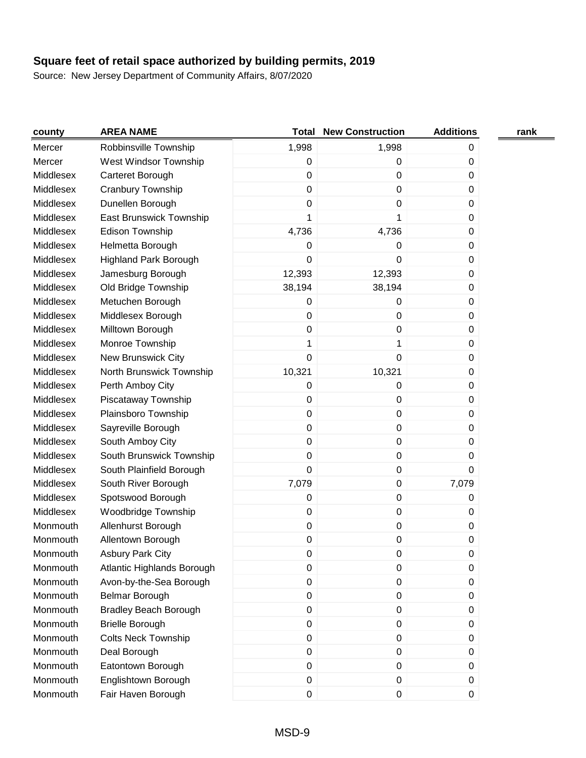**Square feet of retail space authorized by building permits, 2019**

Source: New Jersey Department of Community Affairs, 8/07/2020

| county | AREA NAME | Total | New Construction | Additions | rank |
|---|---|---|---|---|---|
| Mercer | Robbinsville Township | 1,998 | 1,998 | 0 | |
| Mercer | West Windsor Township | 0 | 0 | 0 | |
| Middlesex | Carteret Borough | 0 | 0 | 0 | |
| Middlesex | Cranbury Township | 0 | 0 | 0 | |
| Middlesex | Dunellen Borough | 0 | 0 | 0 | |
| Middlesex | East Brunswick Township | 1 | 1 | 0 | |
| Middlesex | Edison Township | 4,736 | 4,736 | 0 | |
| Middlesex | Helmetta Borough | 0 | 0 | 0 | |
| Middlesex | Highland Park Borough | 0 | 0 | 0 | |
| Middlesex | Jamesburg Borough | 12,393 | 12,393 | 0 | |
| Middlesex | Old Bridge Township | 38,194 | 38,194 | 0 | |
| Middlesex | Metuchen Borough | 0 | 0 | 0 | |
| Middlesex | Middlesex Borough | 0 | 0 | 0 | |
| Middlesex | Milltown Borough | 0 | 0 | 0 | |
| Middlesex | Monroe Township | 1 | 1 | 0 | |
| Middlesex | New Brunswick City | 0 | 0 | 0 | |
| Middlesex | North Brunswick Township | 10,321 | 10,321 | 0 | |
| Middlesex | Perth Amboy City | 0 | 0 | 0 | |
| Middlesex | Piscataway Township | 0 | 0 | 0 | |
| Middlesex | Plainsboro Township | 0 | 0 | 0 | |
| Middlesex | Sayreville Borough | 0 | 0 | 0 | |
| Middlesex | South Amboy City | 0 | 0 | 0 | |
| Middlesex | South Brunswick Township | 0 | 0 | 0 | |
| Middlesex | South Plainfield Borough | 0 | 0 | 0 | |
| Middlesex | South River Borough | 7,079 | 0 | 7,079 | |
| Middlesex | Spotswood Borough | 0 | 0 | 0 | |
| Middlesex | Woodbridge Township | 0 | 0 | 0 | |
| Monmouth | Allenhurst Borough | 0 | 0 | 0 | |
| Monmouth | Allentown Borough | 0 | 0 | 0 | |
| Monmouth | Asbury Park City | 0 | 0 | 0 | |
| Monmouth | Atlantic Highlands Borough | 0 | 0 | 0 | |
| Monmouth | Avon-by-the-Sea Borough | 0 | 0 | 0 | |
| Monmouth | Belmar Borough | 0 | 0 | 0 | |
| Monmouth | Bradley Beach Borough | 0 | 0 | 0 | |
| Monmouth | Brielle Borough | 0 | 0 | 0 | |
| Monmouth | Colts Neck Township | 0 | 0 | 0 | |
| Monmouth | Deal Borough | 0 | 0 | 0 | |
| Monmouth | Eatontown Borough | 0 | 0 | 0 | |
| Monmouth | Englishtown Borough | 0 | 0 | 0 | |
| Monmouth | Fair Haven Borough | 0 | 0 | 0 | |

MSD-9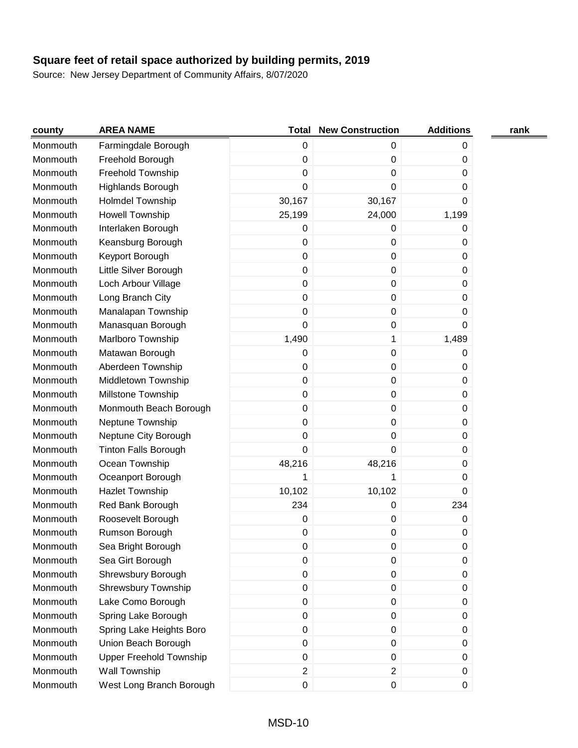**Square feet of retail space authorized by building permits, 2019**

Source: New Jersey Department of Community Affairs, 8/07/2020

| county | AREA NAME | Total | New Construction | Additions | rank |
|---|---|---|---|---|---|
| Monmouth | Farmingdale Borough | 0 | 0 | 0 | |
| Monmouth | Freehold Borough | 0 | 0 | 0 | |
| Monmouth | Freehold Township | 0 | 0 | 0 | |
| Monmouth | Highlands Borough | 0 | 0 | 0 | |
| Monmouth | Holmdel Township | 30,167 | 30,167 | 0 | |
| Monmouth | Howell Township | 25,199 | 24,000 | 1,199 | |
| Monmouth | Interlaken Borough | 0 | 0 | 0 | |
| Monmouth | Keansburg Borough | 0 | 0 | 0 | |
| Monmouth | Keyport Borough | 0 | 0 | 0 | |
| Monmouth | Little Silver Borough | 0 | 0 | 0 | |
| Monmouth | Loch Arbour Village | 0 | 0 | 0 | |
| Monmouth | Long Branch City | 0 | 0 | 0 | |
| Monmouth | Manalapan Township | 0 | 0 | 0 | |
| Monmouth | Manasquan Borough | 0 | 0 | 0 | |
| Monmouth | Marlboro Township | 1,490 | 1 | 1,489 | |
| Monmouth | Matawan Borough | 0 | 0 | 0 | |
| Monmouth | Aberdeen Township | 0 | 0 | 0 | |
| Monmouth | Middletown Township | 0 | 0 | 0 | |
| Monmouth | Millstone Township | 0 | 0 | 0 | |
| Monmouth | Monmouth Beach Borough | 0 | 0 | 0 | |
| Monmouth | Neptune Township | 0 | 0 | 0 | |
| Monmouth | Neptune City Borough | 0 | 0 | 0 | |
| Monmouth | Tinton Falls Borough | 0 | 0 | 0 | |
| Monmouth | Ocean Township | 48,216 | 48,216 | 0 | |
| Monmouth | Oceanport Borough | 1 | 1 | 0 | |
| Monmouth | Hazlet Township | 10,102 | 10,102 | 0 | |
| Monmouth | Red Bank Borough | 234 | 0 | 234 | |
| Monmouth | Roosevelt Borough | 0 | 0 | 0 | |
| Monmouth | Rumson Borough | 0 | 0 | 0 | |
| Monmouth | Sea Bright Borough | 0 | 0 | 0 | |
| Monmouth | Sea Girt Borough | 0 | 0 | 0 | |
| Monmouth | Shrewsbury Borough | 0 | 0 | 0 | |
| Monmouth | Shrewsbury Township | 0 | 0 | 0 | |
| Monmouth | Lake Como Borough | 0 | 0 | 0 | |
| Monmouth | Spring Lake Borough | 0 | 0 | 0 | |
| Monmouth | Spring Lake Heights Boro | 0 | 0 | 0 | |
| Monmouth | Union Beach Borough | 0 | 0 | 0 | |
| Monmouth | Upper Freehold Township | 0 | 0 | 0 | |
| Monmouth | Wall Township | 2 | 2 | 0 | |
| Monmouth | West Long Branch Borough | 0 | 0 | 0 | |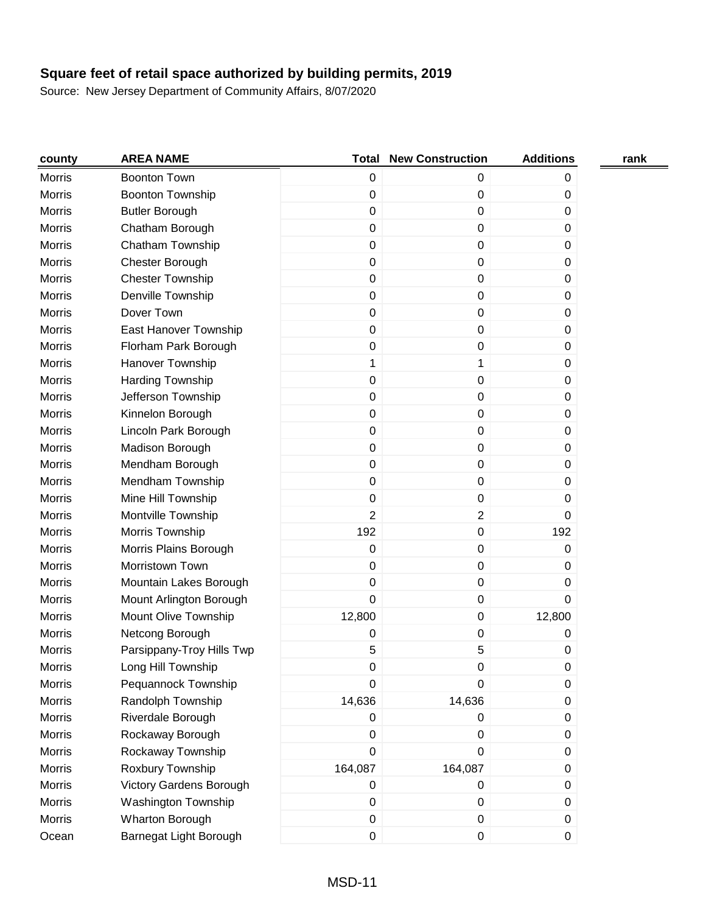**Square feet of retail space authorized by building permits, 2019**

Source: New Jersey Department of Community Affairs, 8/07/2020

| county | AREA NAME | Total | New Construction | Additions | rank |
|---|---|---|---|---|---|
| Morris | Boonton Town | 0 | 0 | 0 | |
| Morris | Boonton Township | 0 | 0 | 0 | |
| Morris | Butler Borough | 0 | 0 | 0 | |
| Morris | Chatham Borough | 0 | 0 | 0 | |
| Morris | Chatham Township | 0 | 0 | 0 | |
| Morris | Chester Borough | 0 | 0 | 0 | |
| Morris | Chester Township | 0 | 0 | 0 | |
| Morris | Denville Township | 0 | 0 | 0 | |
| Morris | Dover Town | 0 | 0 | 0 | |
| Morris | East Hanover Township | 0 | 0 | 0 | |
| Morris | Florham Park Borough | 0 | 0 | 0 | |
| Morris | Hanover Township | 1 | 1 | 0 | |
| Morris | Harding Township | 0 | 0 | 0 | |
| Morris | Jefferson Township | 0 | 0 | 0 | |
| Morris | Kinnelon Borough | 0 | 0 | 0 | |
| Morris | Lincoln Park Borough | 0 | 0 | 0 | |
| Morris | Madison Borough | 0 | 0 | 0 | |
| Morris | Mendham Borough | 0 | 0 | 0 | |
| Morris | Mendham Township | 0 | 0 | 0 | |
| Morris | Mine Hill Township | 0 | 0 | 0 | |
| Morris | Montville Township | 2 | 2 | 0 | |
| Morris | Morris Township | 192 | 0 | 192 | |
| Morris | Morris Plains Borough | 0 | 0 | 0 | |
| Morris | Morristown Town | 0 | 0 | 0 | |
| Morris | Mountain Lakes Borough | 0 | 0 | 0 | |
| Morris | Mount Arlington Borough | 0 | 0 | 0 | |
| Morris | Mount Olive Township | 12,800 | 0 | 12,800 | |
| Morris | Netcong Borough | 0 | 0 | 0 | |
| Morris | Parsippany-Troy Hills Twp | 5 | 5 | 0 | |
| Morris | Long Hill Township | 0 | 0 | 0 | |
| Morris | Pequannock Township | 0 | 0 | 0 | |
| Morris | Randolph Township | 14,636 | 14,636 | 0 | |
| Morris | Riverdale Borough | 0 | 0 | 0 | |
| Morris | Rockaway Borough | 0 | 0 | 0 | |
| Morris | Rockaway Township | 0 | 0 | 0 | |
| Morris | Roxbury Township | 164,087 | 164,087 | 0 | |
| Morris | Victory Gardens Borough | 0 | 0 | 0 | |
| Morris | Washington Township | 0 | 0 | 0 | |
| Morris | Wharton Borough | 0 | 0 | 0 | |
| Ocean | Barnegat Light Borough | 0 | 0 | 0 | |

MSD-11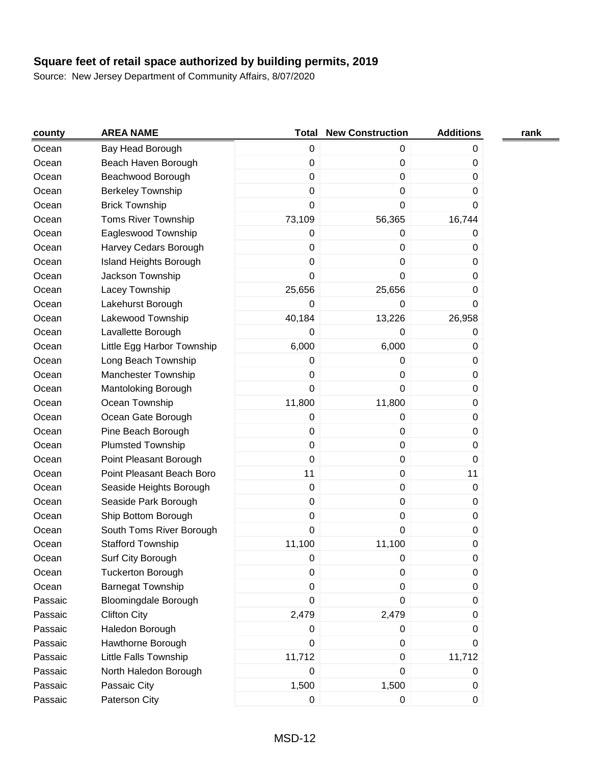**Square feet of retail space authorized by building permits, 2019**

Source: New Jersey Department of Community Affairs, 8/07/2020

| county | AREA NAME | Total | New Construction | Additions | rank |
|---|---|---|---|---|---|
| Ocean | Bay Head Borough | 0 | 0 | 0 | |
| Ocean | Beach Haven Borough | 0 | 0 | 0 | |
| Ocean | Beachwood Borough | 0 | 0 | 0 | |
| Ocean | Berkeley Township | 0 | 0 | 0 | |
| Ocean | Brick Township | 0 | 0 | 0 | |
| Ocean | Toms River Township | 73,109 | 56,365 | 16,744 | |
| Ocean | Eagleswood Township | 0 | 0 | 0 | |
| Ocean | Harvey Cedars Borough | 0 | 0 | 0 | |
| Ocean | Island Heights Borough | 0 | 0 | 0 | |
| Ocean | Jackson Township | 0 | 0 | 0 | |
| Ocean | Lacey Township | 25,656 | 25,656 | 0 | |
| Ocean | Lakehurst Borough | 0 | 0 | 0 | |
| Ocean | Lakewood Township | 40,184 | 13,226 | 26,958 | |
| Ocean | Lavallette Borough | 0 | 0 | 0 | |
| Ocean | Little Egg Harbor Township | 6,000 | 6,000 | 0 | |
| Ocean | Long Beach Township | 0 | 0 | 0 | |
| Ocean | Manchester Township | 0 | 0 | 0 | |
| Ocean | Mantoloking Borough | 0 | 0 | 0 | |
| Ocean | Ocean Township | 11,800 | 11,800 | 0 | |
| Ocean | Ocean Gate Borough | 0 | 0 | 0 | |
| Ocean | Pine Beach Borough | 0 | 0 | 0 | |
| Ocean | Plumsted Township | 0 | 0 | 0 | |
| Ocean | Point Pleasant Borough | 0 | 0 | 0 | |
| Ocean | Point Pleasant Beach Boro | 11 | 0 | 11 | |
| Ocean | Seaside Heights Borough | 0 | 0 | 0 | |
| Ocean | Seaside Park Borough | 0 | 0 | 0 | |
| Ocean | Ship Bottom Borough | 0 | 0 | 0 | |
| Ocean | South Toms River Borough | 0 | 0 | 0 | |
| Ocean | Stafford Township | 11,100 | 11,100 | 0 | |
| Ocean | Surf City Borough | 0 | 0 | 0 | |
| Ocean | Tuckerton Borough | 0 | 0 | 0 | |
| Ocean | Barnegat Township | 0 | 0 | 0 | |
| Passaic | Bloomingdale Borough | 0 | 0 | 0 | |
| Passaic | Clifton City | 2,479 | 2,479 | 0 | |
| Passaic | Haledon Borough | 0 | 0 | 0 | |
| Passaic | Hawthorne Borough | 0 | 0 | 0 | |
| Passaic | Little Falls Township | 11,712 | 0 | 11,712 | |
| Passaic | North Haledon Borough | 0 | 0 | 0 | |
| Passaic | Passaic City | 1,500 | 1,500 | 0 | |
| Passaic | Paterson City | 0 | 0 | 0 | |

MSD-12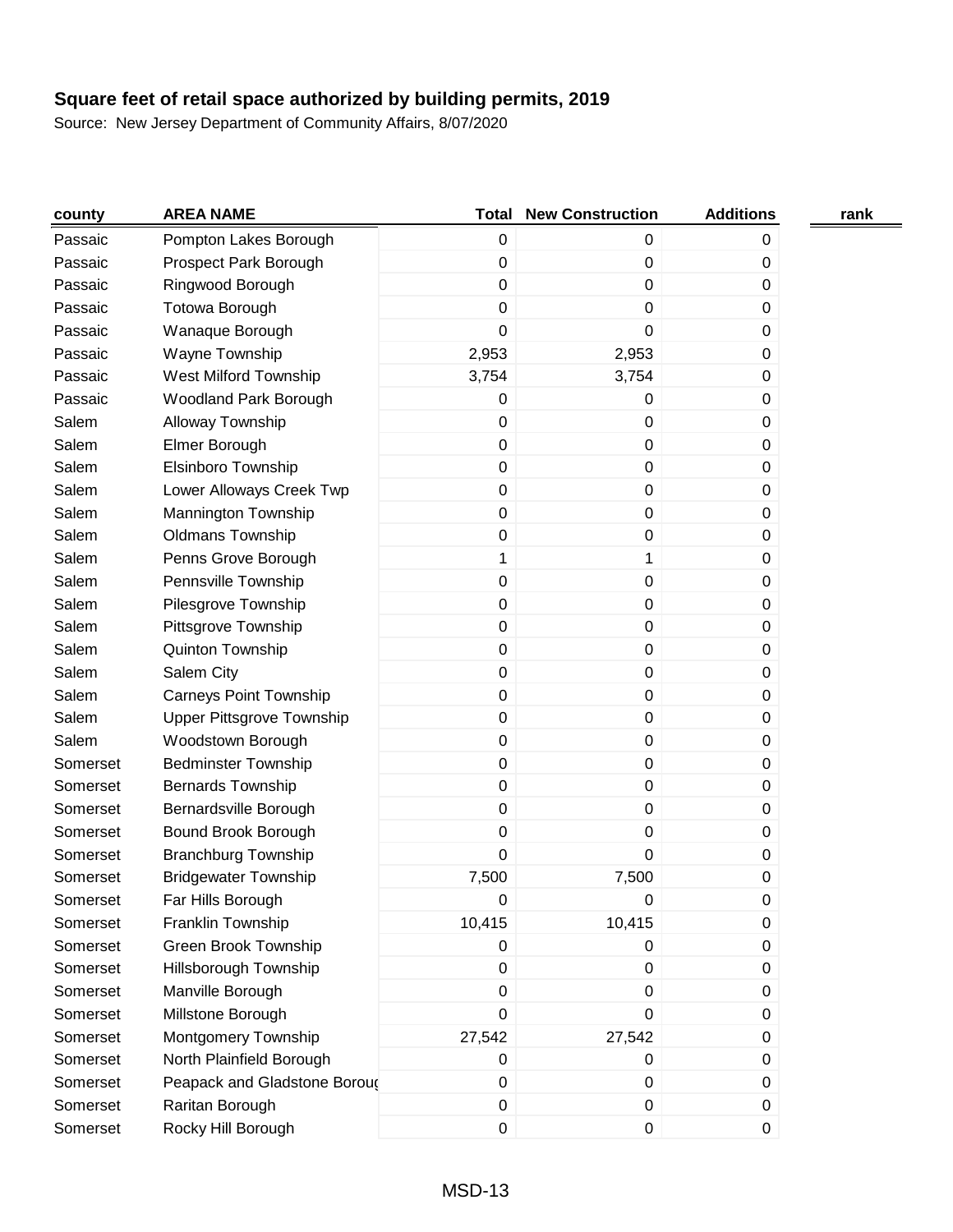**Square feet of retail space authorized by building permits, 2019**

Source: New Jersey Department of Community Affairs, 8/07/2020

| county | AREA NAME | Total | New Construction | Additions | rank |
|---|---|---|---|---|---|
| Passaic | Pompton Lakes Borough | 0 | 0 | 0 | |
| Passaic | Prospect Park Borough | 0 | 0 | 0 | |
| Passaic | Ringwood Borough | 0 | 0 | 0 | |
| Passaic | Totowa Borough | 0 | 0 | 0 | |
| Passaic | Wanaque Borough | 0 | 0 | 0 | |
| Passaic | Wayne Township | 2,953 | 2,953 | 0 | |
| Passaic | West Milford Township | 3,754 | 3,754 | 0 | |
| Passaic | Woodland Park Borough | 0 | 0 | 0 | |
| Salem | Alloway Township | 0 | 0 | 0 | |
| Salem | Elmer Borough | 0 | 0 | 0 | |
| Salem | Elsinboro Township | 0 | 0 | 0 | |
| Salem | Lower Alloways Creek Twp | 0 | 0 | 0 | |
| Salem | Mannington Township | 0 | 0 | 0 | |
| Salem | Oldmans Township | 0 | 0 | 0 | |
| Salem | Penns Grove Borough | 1 | 1 | 0 | |
| Salem | Pennsville Township | 0 | 0 | 0 | |
| Salem | Pilesgrove Township | 0 | 0 | 0 | |
| Salem | Pittsgrove Township | 0 | 0 | 0 | |
| Salem | Quinton Township | 0 | 0 | 0 | |
| Salem | Salem City | 0 | 0 | 0 | |
| Salem | Carneys Point Township | 0 | 0 | 0 | |
| Salem | Upper Pittsgrove Township | 0 | 0 | 0 | |
| Salem | Woodstown Borough | 0 | 0 | 0 | |
| Somerset | Bedminster Township | 0 | 0 | 0 | |
| Somerset | Bernards Township | 0 | 0 | 0 | |
| Somerset | Bernardsville Borough | 0 | 0 | 0 | |
| Somerset | Bound Brook Borough | 0 | 0 | 0 | |
| Somerset | Branchburg Township | 0 | 0 | 0 | |
| Somerset | Bridgewater Township | 7,500 | 7,500 | 0 | |
| Somerset | Far Hills Borough | 0 | 0 | 0 | |
| Somerset | Franklin Township | 10,415 | 10,415 | 0 | |
| Somerset | Green Brook Township | 0 | 0 | 0 | |
| Somerset | Hillsborough Township | 0 | 0 | 0 | |
| Somerset | Manville Borough | 0 | 0 | 0 | |
| Somerset | Millstone Borough | 0 | 0 | 0 | |
| Somerset | Montgomery Township | 27,542 | 27,542 | 0 | |
| Somerset | North Plainfield Borough | 0 | 0 | 0 | |
| Somerset | Peapack and Gladstone Boroug | 0 | 0 | 0 | |
| Somerset | Raritan Borough | 0 | 0 | 0 | |
| Somerset | Rocky Hill Borough | 0 | 0 | 0 | |

MSD-13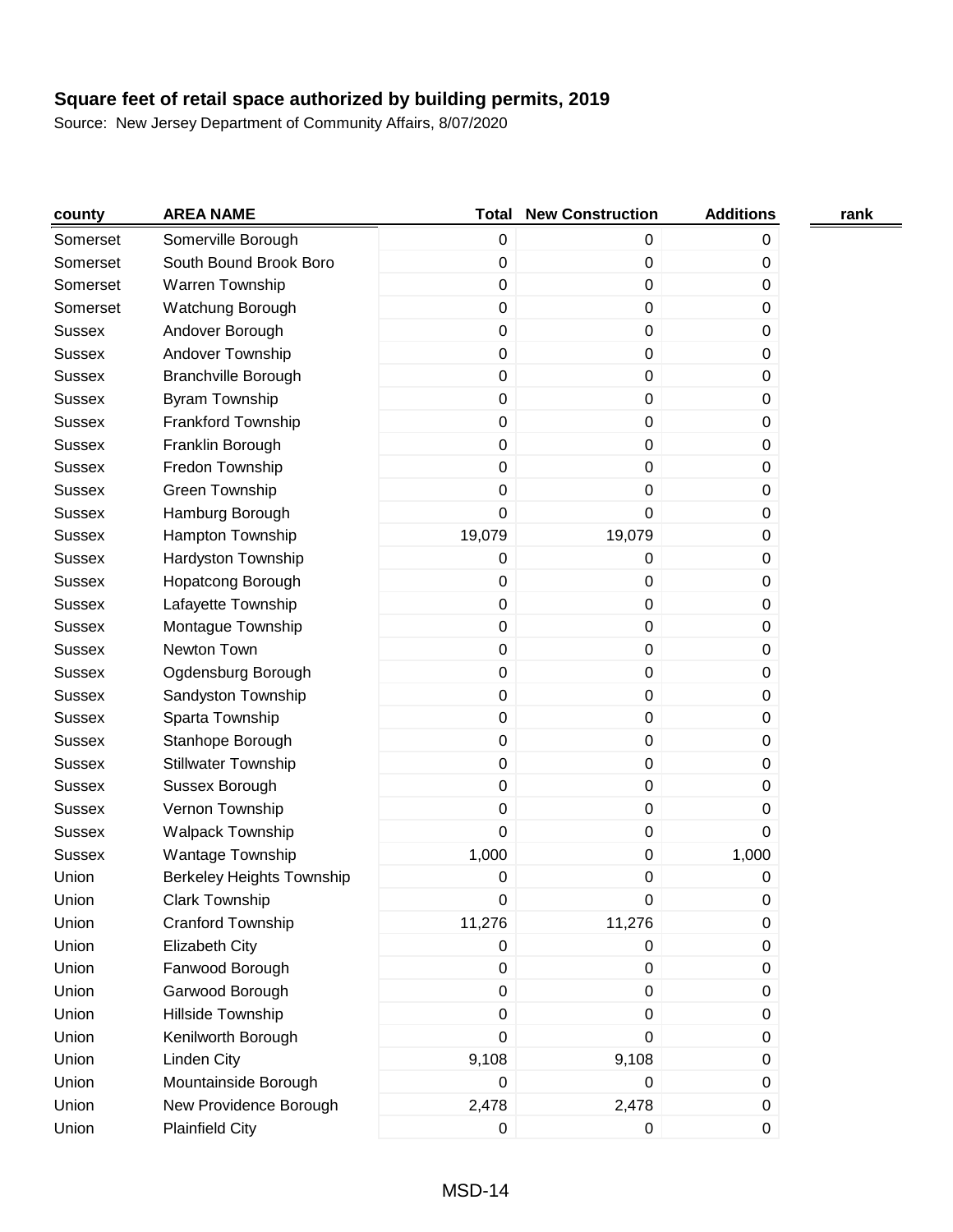**Square feet of retail space authorized by building permits, 2019**

Source: New Jersey Department of Community Affairs, 8/07/2020

| county | AREA NAME | Total | New Construction | Additions | rank |
|---|---|---|---|---|---|
| Somerset | Somerville Borough | 0 | 0 | 0 | |
| Somerset | South Bound Brook Boro | 0 | 0 | 0 | |
| Somerset | Warren Township | 0 | 0 | 0 | |
| Somerset | Watchung Borough | 0 | 0 | 0 | |
| Sussex | Andover Borough | 0 | 0 | 0 | |
| Sussex | Andover Township | 0 | 0 | 0 | |
| Sussex | Branchville Borough | 0 | 0 | 0 | |
| Sussex | Byram Township | 0 | 0 | 0 | |
| Sussex | Frankford Township | 0 | 0 | 0 | |
| Sussex | Franklin Borough | 0 | 0 | 0 | |
| Sussex | Fredon Township | 0 | 0 | 0 | |
| Sussex | Green Township | 0 | 0 | 0 | |
| Sussex | Hamburg Borough | 0 | 0 | 0 | |
| Sussex | Hampton Township | 19,079 | 19,079 | 0 | |
| Sussex | Hardyston Township | 0 | 0 | 0 | |
| Sussex | Hopatcong Borough | 0 | 0 | 0 | |
| Sussex | Lafayette Township | 0 | 0 | 0 | |
| Sussex | Montague Township | 0 | 0 | 0 | |
| Sussex | Newton Town | 0 | 0 | 0 | |
| Sussex | Ogdensburg Borough | 0 | 0 | 0 | |
| Sussex | Sandyston Township | 0 | 0 | 0 | |
| Sussex | Sparta Township | 0 | 0 | 0 | |
| Sussex | Stanhope Borough | 0 | 0 | 0 | |
| Sussex | Stillwater Township | 0 | 0 | 0 | |
| Sussex | Sussex Borough | 0 | 0 | 0 | |
| Sussex | Vernon Township | 0 | 0 | 0 | |
| Sussex | Walpack Township | 0 | 0 | 0 | |
| Sussex | Wantage Township | 1,000 | 0 | 1,000 | |
| Union | Berkeley Heights Township | 0 | 0 | 0 | |
| Union | Clark Township | 0 | 0 | 0 | |
| Union | Cranford Township | 11,276 | 11,276 | 0 | |
| Union | Elizabeth City | 0 | 0 | 0 | |
| Union | Fanwood Borough | 0 | 0 | 0 | |
| Union | Garwood Borough | 0 | 0 | 0 | |
| Union | Hillside Township | 0 | 0 | 0 | |
| Union | Kenilworth Borough | 0 | 0 | 0 | |
| Union | Linden City | 9,108 | 9,108 | 0 | |
| Union | Mountainside Borough | 0 | 0 | 0 | |
| Union | New Providence Borough | 2,478 | 2,478 | 0 | |
| Union | Plainfield City | 0 | 0 | 0 | |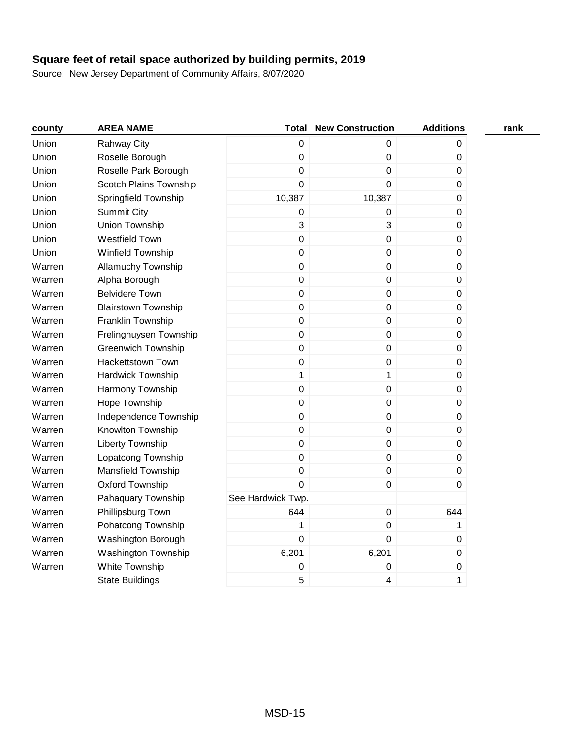**Square feet of retail space authorized by building permits, 2019**

Source: New Jersey Department of Community Affairs, 8/07/2020

| county | AREA NAME | Total | New Construction | Additions | rank |
|---|---|---|---|---|---|
| Union | Rahway City | 0 | 0 | 0 | |
| Union | Roselle Borough | 0 | 0 | 0 | |
| Union | Roselle Park Borough | 0 | 0 | 0 | |
| Union | Scotch Plains Township | 0 | 0 | 0 | |
| Union | Springfield Township | 10,387 | 10,387 | 0 | |
| Union | Summit City | 0 | 0 | 0 | |
| Union | Union Township | 3 | 3 | 0 | |
| Union | Westfield Town | 0 | 0 | 0 | |
| Union | Winfield Township | 0 | 0 | 0 | |
| Warren | Allamuchy Township | 0 | 0 | 0 | |
| Warren | Alpha Borough | 0 | 0 | 0 | |
| Warren | Belvidere Town | 0 | 0 | 0 | |
| Warren | Blairstown Township | 0 | 0 | 0 | |
| Warren | Franklin Township | 0 | 0 | 0 | |
| Warren | Frelinghuysen Township | 0 | 0 | 0 | |
| Warren | Greenwich Township | 0 | 0 | 0 | |
| Warren | Hackettstown Town | 0 | 0 | 0 | |
| Warren | Hardwick Township | 1 | 1 | 0 | |
| Warren | Harmony Township | 0 | 0 | 0 | |
| Warren | Hope Township | 0 | 0 | 0 | |
| Warren | Independence Township | 0 | 0 | 0 | |
| Warren | Knowlton Township | 0 | 0 | 0 | |
| Warren | Liberty Township | 0 | 0 | 0 | |
| Warren | Lopatcong Township | 0 | 0 | 0 | |
| Warren | Mansfield Township | 0 | 0 | 0 | |
| Warren | Oxford Township | 0 | 0 | 0 | |
| Warren | Pahaquary Township | See Hardwick Twp. | | | |
| Warren | Phillipsburg Town | 644 | 0 | 644 | |
| Warren | Pohatcong Township | 1 | 0 | 1 | |
| Warren | Washington Borough | 0 | 0 | 0 | |
| Warren | Washington Township | 6,201 | 6,201 | 0 | |
| Warren | White Township | 0 | 0 | 0 | |
| | State Buildings | 5 | 4 | 1 | |